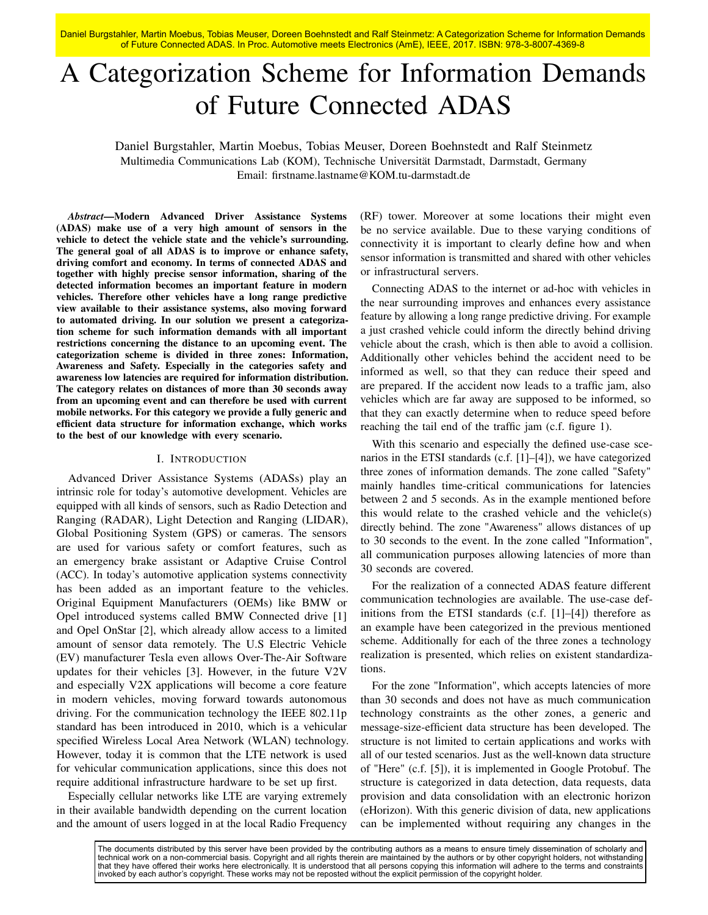Daniel Burgstahler, Martin Moebus, Tobias Meuser, Doreen Boehnstedt and Ralf Steinmetz: A Categorization Scheme for Information Demands of Future Connected ADAS. In Proc. Automotive meets Electronics (AmE), IEEE, 2017. ISBN: 978-3-8007-4369-8

# A Categorization Scheme for Information Demands of Future Connected ADAS

Daniel Burgstahler, Martin Moebus, Tobias Meuser, Doreen Boehnstedt and Ralf Steinmetz
Multimedia Communications Lab (KOM), Technische Universität Darmstadt, Darmstadt, Germany
Email: firstname.lastname@KOM.tu-darmstadt.de

***Abstract*—Modern Advanced Driver Assistance Systems (ADAS) make use of a very high amount of sensors in the vehicle to detect the vehicle state and the vehicle's surrounding. The general goal of all ADAS is to improve or enhance safety, driving comfort and economy. In terms of connected ADAS and together with highly precise sensor information, sharing of the detected information becomes an important feature in modern vehicles. Therefore other vehicles have a long range predictive view available to their assistance systems, also moving forward to automated driving. In our solution we present a categorization scheme for such information demands with all important restrictions concerning the distance to an upcoming event. The categorization scheme is divided in three zones: Information, Awareness and Safety. Especially in the categories safety and awareness low latencies are required for information distribution. The category relates on distances of more than 30 seconds away from an upcoming event and can therefore be used with current mobile networks. For this category we provide a fully generic and efficient data structure for information exchange, which works to the best of our knowledge with every scenario.**

## I. Introduction

Advanced Driver Assistance Systems (ADASs) play an intrinsic role for today's automotive development. Vehicles are equipped with all kinds of sensors, such as Radio Detection and Ranging (RADAR), Light Detection and Ranging (LIDAR), Global Positioning System (GPS) or cameras. The sensors are used for various safety or comfort features, such as an emergency brake assistant or Adaptive Cruise Control (ACC). In today's automotive application systems connectivity has been added as an important feature to the vehicles. Original Equipment Manufacturers (OEMs) like BMW or Opel introduced systems called BMW Connected drive [1] and Opel OnStar [2], which already allow access to a limited amount of sensor data remotely. The U.S Electric Vehicle (EV) manufacturer Tesla even allows Over-The-Air Software updates for their vehicles [3]. However, in the future V2V and especially V2X applications will become a core feature in modern vehicles, moving forward towards autonomous driving. For the communication technology the IEEE 802.11p standard has been introduced in 2010, which is a vehicular specified Wireless Local Area Network (WLAN) technology. However, today it is common that the LTE network is used for vehicular communication applications, since this does not require additional infrastructure hardware to be set up first.

Especially cellular networks like LTE are varying extremely in their available bandwidth depending on the current location and the amount of users logged in at the local Radio Frequency (RF) tower. Moreover at some locations their might even be no service available. Due to these varying conditions of connectivity it is important to clearly define how and when sensor information is transmitted and shared with other vehicles or infrastructural servers.

Connecting ADAS to the internet or ad-hoc with vehicles in the near surrounding improves and enhances every assistance feature by allowing a long range predictive driving. For example a just crashed vehicle could inform the directly behind driving vehicle about the crash, which is then able to avoid a collision. Additionally other vehicles behind the accident need to be informed as well, so that they can reduce their speed and are prepared. If the accident now leads to a traffic jam, also vehicles which are far away are supposed to be informed, so that they can exactly determine when to reduce speed before reaching the tail end of the traffic jam (c.f. figure 1).

With this scenario and especially the defined use-case scenarios in the ETSI standards (c.f. [1]–[4]), we have categorized three zones of information demands. The zone called "Safety" mainly handles time-critical communications for latencies between 2 and 5 seconds. As in the example mentioned before this would relate to the crashed vehicle and the vehicle(s) directly behind. The zone "Awareness" allows distances of up to 30 seconds to the event. In the zone called "Information", all communication purposes allowing latencies of more than 30 seconds are covered.

For the realization of a connected ADAS feature different communication technologies are available. The use-case definitions from the ETSI standards (c.f. [1]–[4]) therefore as an example have been categorized in the previous mentioned scheme. Additionally for each of the three zones a technology realization is presented, which relies on existent standardizations.

For the zone "Information", which accepts latencies of more than 30 seconds and does not have as much communication technology constraints as the other zones, a generic and message-size-efficient data structure has been developed. The structure is not limited to certain applications and works with all of our tested scenarios. Just as the well-known data structure of "Here" (c.f. [5]), it is implemented in Google Protobuf. The structure is categorized in data detection, data requests, data provision and data consolidation with an electronic horizon (eHorizon). With this generic division of data, new applications can be implemented without requiring any changes in the

The documents distributed by this server have been provided by the contributing authors as a means to ensure timely dissemination of scholarly and technical work on a non-commercial basis. Copyright and all rights therein are maintained by the authors or by other copyright holders, not withstanding that they have offered their works here electronically. It is understood that all persons copying this information will adhere to the terms and constraints invoked by each author's copyright. These works may not be reposted without the explicit permission of the copyright holder.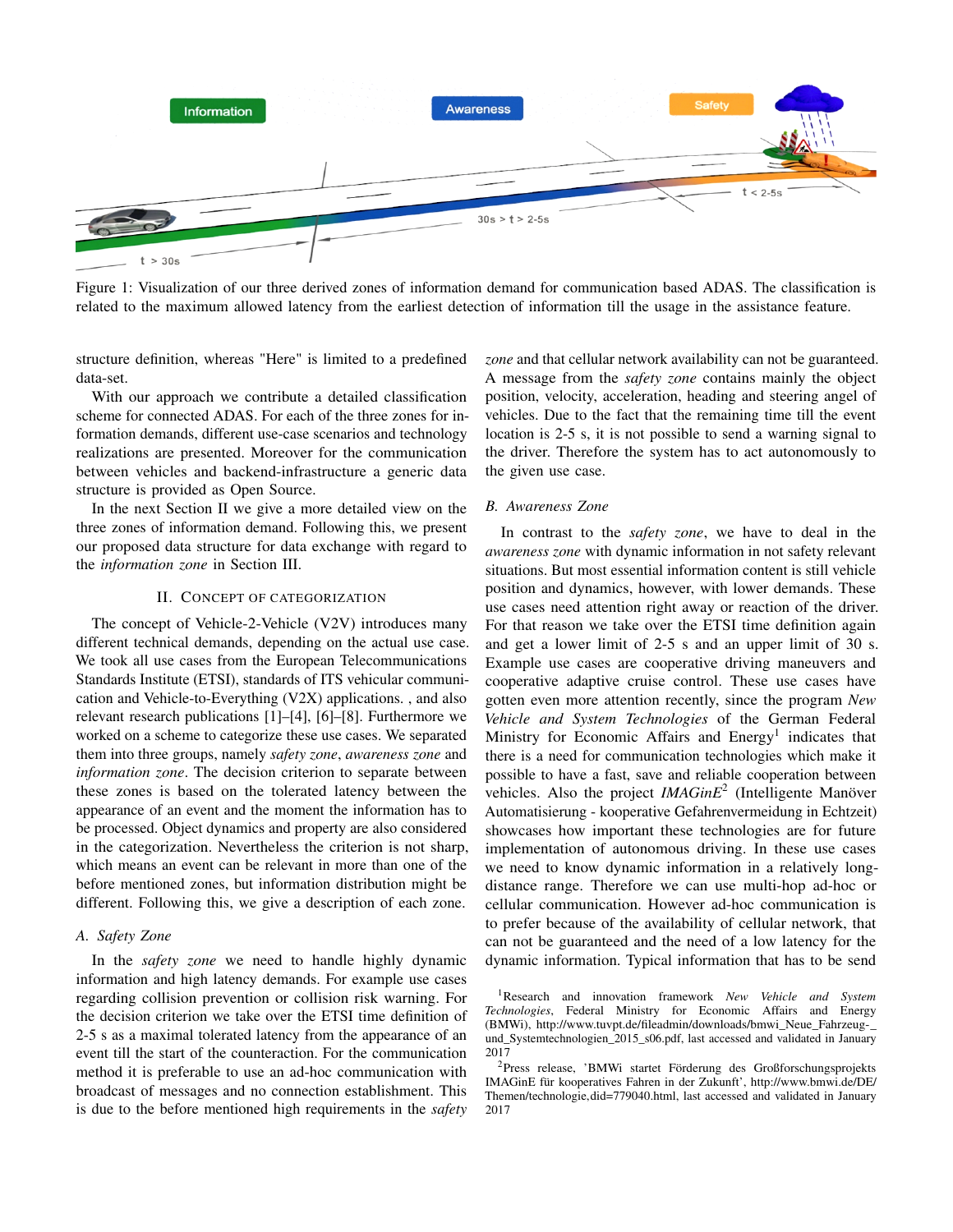Figure 1: Visualization of our three derived zones of information demand for communication based ADAS. The classification is related to the maximum allowed latency from the earliest detection of information till the usage in the assistance feature.

structure definition, whereas "Here" is limited to a predefined data-set.

With our approach we contribute a detailed classification scheme for connected ADAS. For each of the three zones for information demands, different use-case scenarios and technology realizations are presented. Moreover for the communication between vehicles and backend-infrastructure a generic data structure is provided as Open Source.

In the next Section II we give a more detailed view on the three zones of information demand. Following this, we present our proposed data structure for data exchange with regard to the *information zone* in Section III.

## II. Concept of Categorization

The concept of Vehicle-2-Vehicle (V2V) introduces many different technical demands, depending on the actual use case. We took all use cases from the European Telecommunications Standards Institute (ETSI), standards of ITS vehicular communication and Vehicle-to-Everything (V2X) applications. , and also relevant research publications [1]–[4], [6]–[8]. Furthermore we worked on a scheme to categorize these use cases. We separated them into three groups, namely *safety zone*, *awareness zone* and *information zone*. The decision criterion to separate between these zones is based on the tolerated latency between the appearance of an event and the moment the information has to be processed. Object dynamics and property are also considered in the categorization. Nevertheless the criterion is not sharp, which means an event can be relevant in more than one of the before mentioned zones, but information distribution might be different. Following this, we give a description of each zone.

### A. Safety Zone

In the *safety zone* we need to handle highly dynamic information and high latency demands. For example use cases regarding collision prevention or collision risk warning. For the decision criterion we take over the ETSI time definition of 2-5 s as a maximal tolerated latency from the appearance of an event till the start of the counteraction. For the communication method it is preferable to use an ad-hoc communication with broadcast of messages and no connection establishment. This is due to the before mentioned high requirements in the *safety zone* and that cellular network availability can not be guaranteed. A message from the *safety zone* contains mainly the object position, velocity, acceleration, heading and steering angel of vehicles. Due to the fact that the remaining time till the event location is 2-5 s, it is not possible to send a warning signal to the driver. Therefore the system has to act autonomously to the given use case.

### B. Awareness Zone

In contrast to the *safety zone*, we have to deal in the *awareness zone* with dynamic information in not safety relevant situations. But most essential information content is still vehicle position and dynamics, however, with lower demands. These use cases need attention right away or reaction of the driver. For that reason we take over the ETSI time definition again and get a lower limit of 2-5 s and an upper limit of 30 s. Example use cases are cooperative driving maneuvers and cooperative adaptive cruise control. These use cases have gotten even more attention recently, since the program *New Vehicle and System Technologies* of the German Federal Ministry for Economic Affairs and Energy[1] indicates that there is a need for communication technologies which make it possible to have a fast, save and reliable cooperation between vehicles. Also the project *IMAGinE*[2] (Intelligente Manöver Automatisierung - kooperative Gefahrenvermeidung in Echtzeit) showcases how important these technologies are for future implementation of autonomous driving. In these use cases we need to know dynamic information in a relatively long-distance range. Therefore we can use multi-hop ad-hoc or cellular communication. However ad-hoc communication is to prefer because of the availability of cellular network, that can not be guaranteed and the need of a low latency for the dynamic information. Typical information that has to be send

[1] Research and innovation framework *New Vehicle and System Technologies*, Federal Ministry for Economic Affairs and Energy (BMWi), http://www.tuvpt.de/fileadmin/downloads/bmwi_Neue_Fahrzeug-_und_Systemtechnologien_2015_s06.pdf, last accessed and validated in January 2017

[2] Press release, 'BMWi startet Förderung des Großforschungsprojekts IMAGinE für kooperatives Fahren in der Zukunft', http://www.bmwi.de/DE/Themen/technologie,did=779040.html, last accessed and validated in January 2017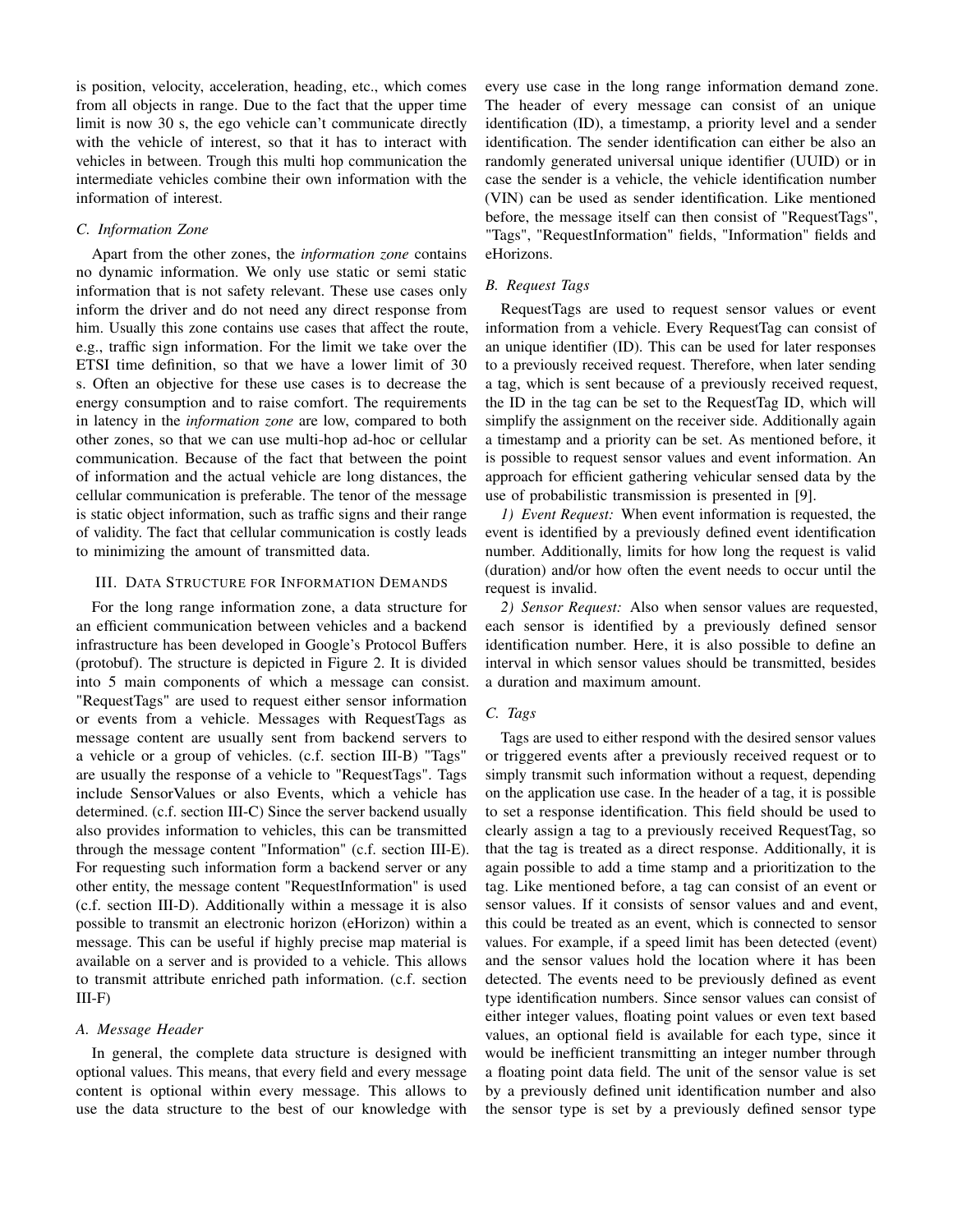is position, velocity, acceleration, heading, etc., which comes from all objects in range. Due to the fact that the upper time limit is now 30 s, the ego vehicle can't communicate directly with the vehicle of interest, so that it has to interact with vehicles in between. Trough this multi hop communication the intermediate vehicles combine their own information with the information of interest.

### C. Information Zone

Apart from the other zones, the *information zone* contains no dynamic information. We only use static or semi static information that is not safety relevant. These use cases only inform the driver and do not need any direct response from him. Usually this zone contains use cases that affect the route, e.g., traffic sign information. For the limit we take over the ETSI time definition, so that we have a lower limit of 30 s. Often an objective for these use cases is to decrease the energy consumption and to raise comfort. The requirements in latency in the *information zone* are low, compared to both other zones, so that we can use multi-hop ad-hoc or cellular communication. Because of the fact that between the point of information and the actual vehicle are long distances, the cellular communication is preferable. The tenor of the message is static object information, such as traffic signs and their range of validity. The fact that cellular communication is costly leads to minimizing the amount of transmitted data.

## III. Data Structure for Information Demands

For the long range information zone, a data structure for an efficient communication between vehicles and a backend infrastructure has been developed in Google's Protocol Buffers (protobuf). The structure is depicted in Figure 2. It is divided into 5 main components of which a message can consist. "RequestTags" are used to request either sensor information or events from a vehicle. Messages with RequestTags as message content are usually sent from backend servers to a vehicle or a group of vehicles. (c.f. section III-B) "Tags" are usually the response of a vehicle to "RequestTags". Tags include SensorValues or also Events, which a vehicle has determined. (c.f. section III-C) Since the server backend usually also provides information to vehicles, this can be transmitted through the message content "Information" (c.f. section III-E). For requesting such information form a backend server or any other entity, the message content "RequestInformation" is used (c.f. section III-D). Additionally within a message it is also possible to transmit an electronic horizon (eHorizon) within a message. This can be useful if highly precise map material is available on a server and is provided to a vehicle. This allows to transmit attribute enriched path information. (c.f. section III-F)

### A. Message Header

In general, the complete data structure is designed with optional values. This means, that every field and every message content is optional within every message. This allows to use the data structure to the best of our knowledge with every use case in the long range information demand zone. The header of every message can consist of an unique identification (ID), a timestamp, a priority level and a sender identification. The sender identification can either be also an randomly generated universal unique identifier (UUID) or in case the sender is a vehicle, the vehicle identification number (VIN) can be used as sender identification. Like mentioned before, the message itself can then consist of "RequestTags", "Tags", "RequestInformation" fields, "Information" fields and eHorizons.

### B. Request Tags

RequestTags are used to request sensor values or event information from a vehicle. Every RequestTag can consist of an unique identifier (ID). This can be used for later responses to a previously received request. Therefore, when later sending a tag, which is sent because of a previously received request, the ID in the tag can be set to the RequestTag ID, which will simplify the assignment on the receiver side. Additionally again a timestamp and a priority can be set. As mentioned before, it is possible to request sensor values and event information. An approach for efficient gathering vehicular sensed data by the use of probabilistic transmission is presented in [9].

*1) Event Request:* When event information is requested, the event is identified by a previously defined event identification number. Additionally, limits for how long the request is valid (duration) and/or how often the event needs to occur until the request is invalid.

*2) Sensor Request:* Also when sensor values are requested, each sensor is identified by a previously defined sensor identification number. Here, it is also possible to define an interval in which sensor values should be transmitted, besides a duration and maximum amount.

### C. Tags

Tags are used to either respond with the desired sensor values or triggered events after a previously received request or to simply transmit such information without a request, depending on the application use case. In the header of a tag, it is possible to set a response identification. This field should be used to clearly assign a tag to a previously received RequestTag, so that the tag is treated as a direct response. Additionally, it is again possible to add a time stamp and a prioritization to the tag. Like mentioned before, a tag can consist of an event or sensor values. If it consists of sensor values and and event, this could be treated as an event, which is connected to sensor values. For example, if a speed limit has been detected (event) and the sensor values hold the location where it has been detected. The events need to be previously defined as event type identification numbers. Since sensor values can consist of either integer values, floating point values or even text based values, an optional field is available for each type, since it would be inefficient transmitting an integer number through a floating point data field. The unit of the sensor value is set by a previously defined unit identification number and also the sensor type is set by a previously defined sensor type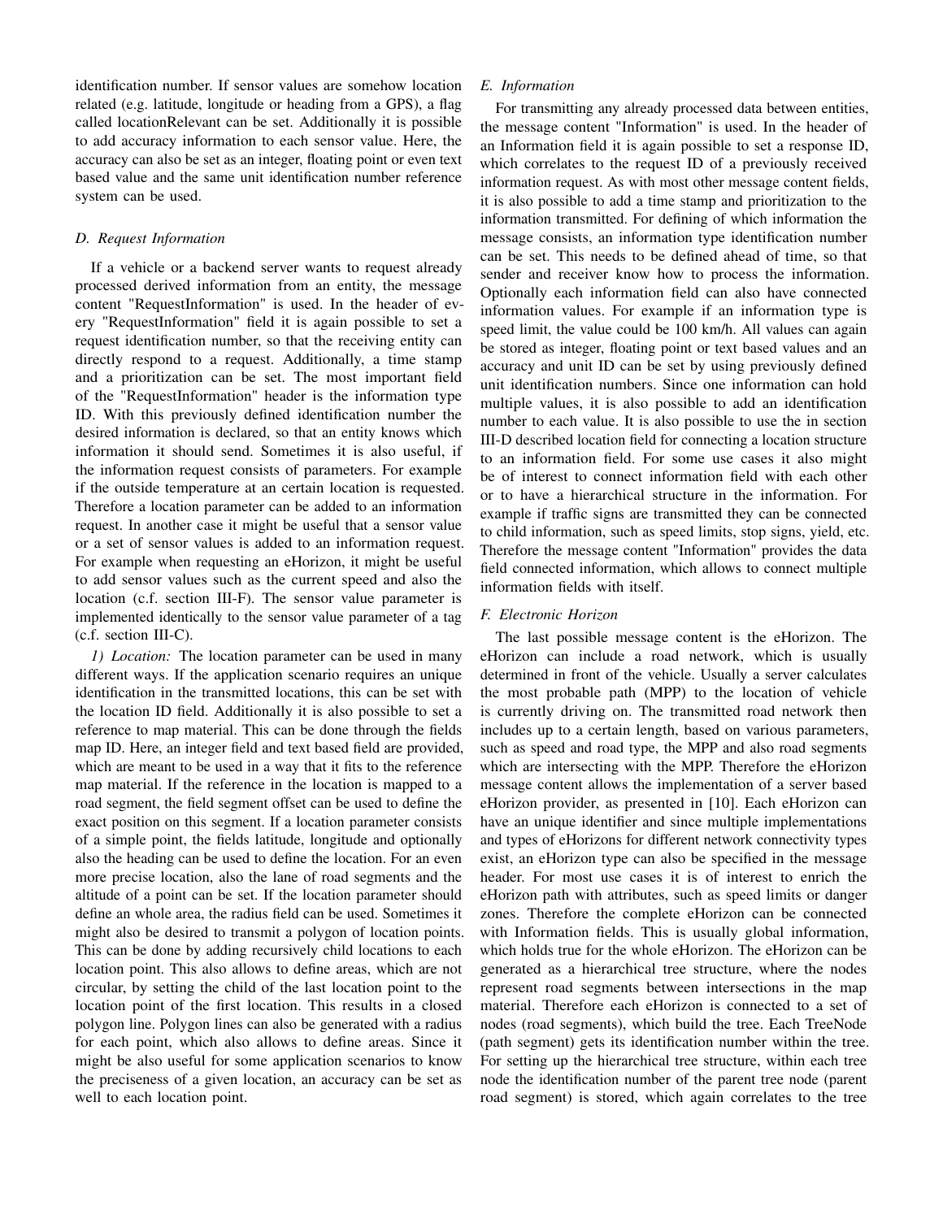identification number. If sensor values are somehow location related (e.g. latitude, longitude or heading from a GPS), a flag called locationRelevant can be set. Additionally it is possible to add accuracy information to each sensor value. Here, the accuracy can also be set as an integer, floating point or even text based value and the same unit identification number reference system can be used.

### *D. Request Information*

If a vehicle or a backend server wants to request already processed derived information from an entity, the message content "RequestInformation" is used. In the header of every "RequestInformation" field it is again possible to set a request identification number, so that the receiving entity can directly respond to a request. Additionally, a time stamp and a prioritization can be set. The most important field of the "RequestInformation" header is the information type ID. With this previously defined identification number the desired information is declared, so that an entity knows which information it should send. Sometimes it is also useful, if the information request consists of parameters. For example if the outside temperature at an certain location is requested. Therefore a location parameter can be added to an information request. In another case it might be useful that a sensor value or a set of sensor values is added to an information request. For example when requesting an eHorizon, it might be useful to add sensor values such as the current speed and also the location (c.f. section III-F). The sensor value parameter is implemented identically to the sensor value parameter of a tag (c.f. section III-C).

*1) Location:* The location parameter can be used in many different ways. If the application scenario requires an unique identification in the transmitted locations, this can be set with the location ID field. Additionally it is also possible to set a reference to map material. This can be done through the fields map ID. Here, an integer field and text based field are provided, which are meant to be used in a way that it fits to the reference map material. If the reference in the location is mapped to a road segment, the field segment offset can be used to define the exact position on this segment. If a location parameter consists of a simple point, the fields latitude, longitude and optionally also the heading can be used to define the location. For an even more precise location, also the lane of road segments and the altitude of a point can be set. If the location parameter should define an whole area, the radius field can be used. Sometimes it might also be desired to transmit a polygon of location points. This can be done by adding recursively child locations to each location point. This also allows to define areas, which are not circular, by setting the child of the last location point to the location point of the first location. This results in a closed polygon line. Polygon lines can also be generated with a radius for each point, which also allows to define areas. Since it might be also useful for some application scenarios to know the preciseness of a given location, an accuracy can be set as well to each location point.

### *E. Information*

For transmitting any already processed data between entities, the message content "Information" is used. In the header of an Information field it is again possible to set a response ID, which correlates to the request ID of a previously received information request. As with most other message content fields, it is also possible to add a time stamp and prioritization to the information transmitted. For defining of which information the message consists, an information type identification number can be set. This needs to be defined ahead of time, so that sender and receiver know how to process the information. Optionally each information field can also have connected information values. For example if an information type is speed limit, the value could be 100 km/h. All values can again be stored as integer, floating point or text based values and an accuracy and unit ID can be set by using previously defined unit identification numbers. Since one information can hold multiple values, it is also possible to add an identification number to each value. It is also possible to use the in section III-D described location field for connecting a location structure to an information field. For some use cases it also might be of interest to connect information field with each other or to have a hierarchical structure in the information. For example if traffic signs are transmitted they can be connected to child information, such as speed limits, stop signs, yield, etc. Therefore the message content "Information" provides the data field connected information, which allows to connect multiple information fields with itself.

### *F. Electronic Horizon*

The last possible message content is the eHorizon. The eHorizon can include a road network, which is usually determined in front of the vehicle. Usually a server calculates the most probable path (MPP) to the location of vehicle is currently driving on. The transmitted road network then includes up to a certain length, based on various parameters, such as speed and road type, the MPP and also road segments which are intersecting with the MPP. Therefore the eHorizon message content allows the implementation of a server based eHorizon provider, as presented in [10]. Each eHorizon can have an unique identifier and since multiple implementations and types of eHorizons for different network connectivity types exist, an eHorizon type can also be specified in the message header. For most use cases it is of interest to enrich the eHorizon path with attributes, such as speed limits or danger zones. Therefore the complete eHorizon can be connected with Information fields. This is usually global information, which holds true for the whole eHorizon. The eHorizon can be generated as a hierarchical tree structure, where the nodes represent road segments between intersections in the map material. Therefore each eHorizon is connected to a set of nodes (road segments), which build the tree. Each TreeNode (path segment) gets its identification number within the tree. For setting up the hierarchical tree structure, within each tree node the identification number of the parent tree node (parent road segment) is stored, which again correlates to the tree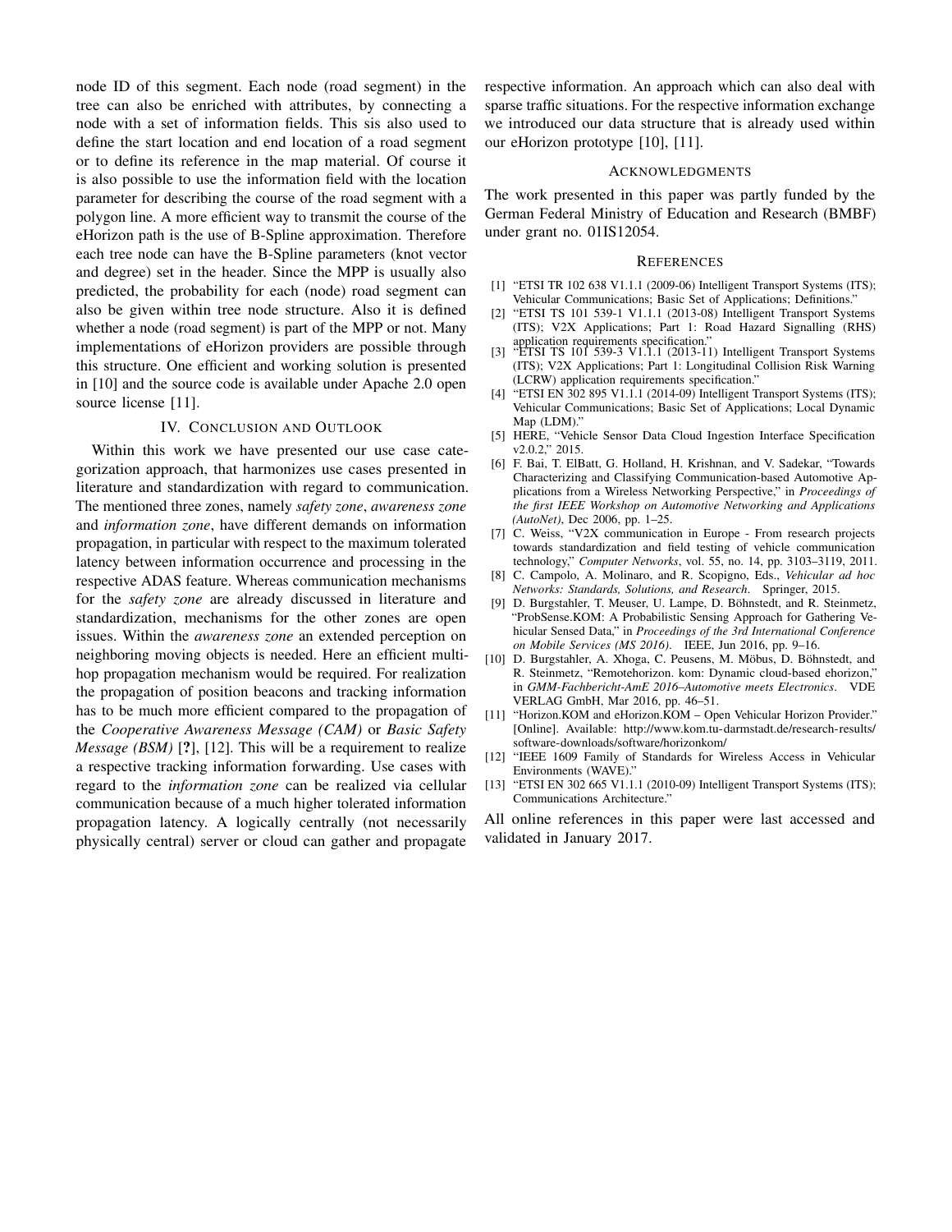node ID of this segment. Each node (road segment) in the tree can also be enriched with attributes, by connecting a node with a set of information fields. This sis also used to define the start location and end location of a road segment or to define its reference in the map material. Of course it is also possible to use the information field with the location parameter for describing the course of the road segment with a polygon line. A more efficient way to transmit the course of the eHorizon path is the use of B-Spline approximation. Therefore each tree node can have the B-Spline parameters (knot vector and degree) set in the header. Since the MPP is usually also predicted, the probability for each (node) road segment can also be given within tree node structure. Also it is defined whether a node (road segment) is part of the MPP or not. Many implementations of eHorizon providers are possible through this structure. One efficient and working solution is presented in [10] and the source code is available under Apache 2.0 open source license [11].

## IV. Conclusion and Outlook

Within this work we have presented our use case categorization approach, that harmonizes use cases presented in literature and standardization with regard to communication. The mentioned three zones, namely *safety zone*, *awareness zone* and *information zone*, have different demands on information propagation, in particular with respect to the maximum tolerated latency between information occurrence and processing in the respective ADAS feature. Whereas communication mechanisms for the *safety zone* are already discussed in literature and standardization, mechanisms for the other zones are open issues. Within the *awareness zone* an extended perception on neighboring moving objects is needed. Here an efficient multi-hop propagation mechanism would be required. For realization the propagation of position beacons and tracking information has to be much more efficient compared to the propagation of the *Cooperative Awareness Message (CAM)* or *Basic Safety Message (BSM)* [**?**], [12]. This will be a requirement to realize a respective tracking information forwarding. Use cases with regard to the *information zone* can be realized via cellular communication because of a much higher tolerated information propagation latency. A logically centrally (not necessarily physically central) server or cloud can gather and propagate respective information. An approach which can also deal with sparse traffic situations. For the respective information exchange we introduced our data structure that is already used within our eHorizon prototype [10], [11].

## Acknowledgments

The work presented in this paper was partly funded by the German Federal Ministry of Education and Research (BMBF) under grant no. 01IS12054.

## References

[1] "ETSI TR 102 638 V1.1.1 (2009-06) Intelligent Transport Systems (ITS); Vehicular Communications; Basic Set of Applications; Definitions."

[2] "ETSI TS 101 539-1 V1.1.1 (2013-08) Intelligent Transport Systems (ITS); V2X Applications; Part 1: Road Hazard Signalling (RHS) application requirements specification."

[3] "ETSI TS 101 539-3 V1.1.1 (2013-11) Intelligent Transport Systems (ITS); V2X Applications; Part 1: Longitudinal Collision Risk Warning (LCRW) application requirements specification."

[4] "ETSI EN 302 895 V1.1.1 (2014-09) Intelligent Transport Systems (ITS); Vehicular Communications; Basic Set of Applications; Local Dynamic Map (LDM)."

[5] HERE, "Vehicle Sensor Data Cloud Ingestion Interface Specification v2.0.2," 2015.

[6] F. Bai, T. ElBatt, G. Holland, H. Krishnan, and V. Sadekar, "Towards Characterizing and Classifying Communication-based Automotive Applications from a Wireless Networking Perspective," in *Proceedings of the first IEEE Workshop on Automotive Networking and Applications (AutoNet)*, Dec 2006, pp. 1–25.

[7] C. Weiss, "V2X communication in Europe - From research projects towards standardization and field testing of vehicle communication technology," *Computer Networks*, vol. 55, no. 14, pp. 3103–3119, 2011.

[8] C. Campolo, A. Molinaro, and R. Scopigno, Eds., *Vehicular ad hoc Networks: Standards, Solutions, and Research*. Springer, 2015.

[9] D. Burgstahler, T. Meuser, U. Lampe, D. Böhnstedt, and R. Steinmetz, "ProbSense.KOM: A Probabilistic Sensing Approach for Gathering Vehicular Sensed Data," in *Proceedings of the 3rd International Conference on Mobile Services (MS 2016)*. IEEE, Jun 2016, pp. 9–16.

[10] D. Burgstahler, A. Xhoga, C. Peusens, M. Möbus, D. Böhnstedt, and R. Steinmetz, "Remotehorizon. kom: Dynamic cloud-based ehorizon," in *GMM-Fachbericht-AmE 2016–Automotive meets Electronics*. VDE VERLAG GmbH, Mar 2016, pp. 46–51.

[11] "Horizon.KOM and eHorizon.KOM – Open Vehicular Horizon Provider." [Online]. Available: http://www.kom.tu-darmstadt.de/research-results/software-downloads/software/horizonkom/

[12] "IEEE 1609 Family of Standards for Wireless Access in Vehicular Environments (WAVE)."

[13] "ETSI EN 302 665 V1.1.1 (2010-09) Intelligent Transport Systems (ITS); Communications Architecture."

All online references in this paper were last accessed and validated in January 2017.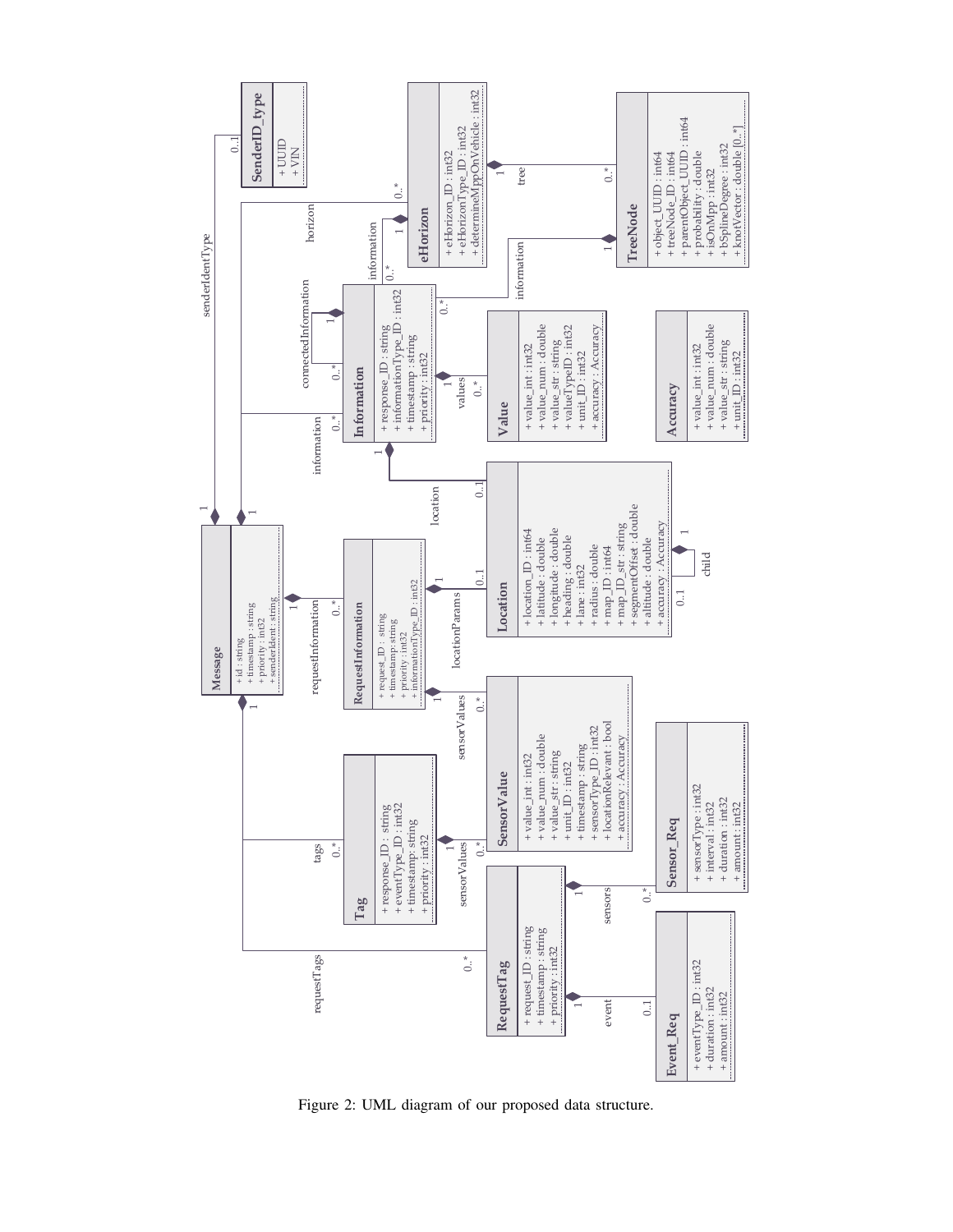Message
+ id : string
+ timestamp : string
+ priority : int32
+ senderIdent : string

SenderID_type
+ UUID
+ VIN

senderIdentType
0..1
1

horizon
0..*
1

eHorizon
+ eHorizon_ID : int32
+ eHorizonType_ID : int32
+ determineMppOnVehicle : int32

tree
1
0..*

TreeNode
+ object_UUID : int64
+ treeNode_ID : int64
+ parentObject_UUID : int64
+ probability : double
+ isOnMpp : int32
+ bSplineDegree : int32
+ knotVector : double [0..*]

information
0..*
1

information
0..*
1

Information
+ response_ID : string
+ informationType_ID : int32
+ timestamp : string
+ priority : int32

connectedInformation
0..*
1

information
0..*
1

values
1
0..*

Value
+ value_int : int32
+ value_num : double
+ value_str : string
+ valueTypeID : int32
+ unit_ID : int32
+ accuracy : Accuracy

Accuracy
+ value_int : int32
+ value_num : double
+ value_str : string
+ unit_ID : int32

location
1
0..1

Location
+ location_ID : int64
+ latitude : double
+ longitude : double
+ heading : double
+ lane : int32
+ radius : double
+ map_ID : int64
+ map_ID_str : string
+ segmentOffset : double
+ altitude : double
+ accuracy : Accuracy

child
0..1
1

requestInformation
1
0..*

RequestInformation
+ request_ID : string
+ timestamp : string
+ priority : int32
+ informationType_ID : int32

locationParams
1
0..1

sensorValues
1
0..*

SensorValue
+ value_int : int32
+ value_num : double
+ value_str : string
+ unit_ID : int32
+ timestamp : string
+ sensorType_ID : int32
+ locationRelevant : bool
+ accuracy : Accuracy

tags
0..*
1

Tag
+ response_ID : string
+ eventType_ID : int32
+ timestamp : string
+ priority : int32

sensorValues
1
0..*

requestTags
0..*

RequestTag
+ request_ID : string
+ timestamp : string
+ priority : int32

sensors
1
0..*

Sensor_Req
+ sensorType : int32
+ interval : int32
+ duration : int32
+ amount : int32

event
1
0..1

Event_Req
+ eventType_ID : int32
+ duration : int32
+ amount : int32

Figure 2: UML diagram of our proposed data structure.